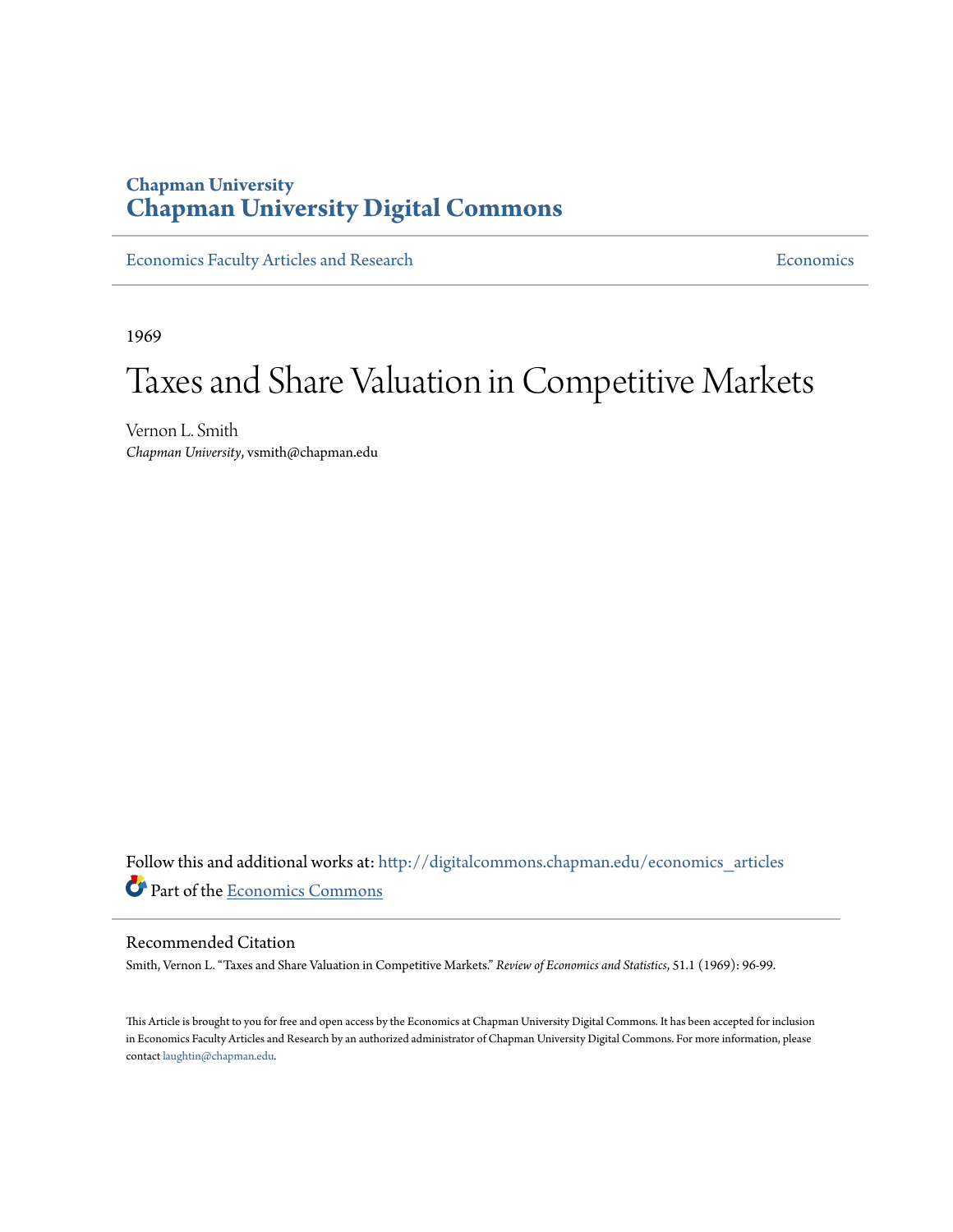Chapman University

# Chapman University Digital Commons

Economics Faculty Articles and Research | Economics

1969

# Taxes and Share Valuation in Competitive Markets

Vernon L. Smith
*Chapman University*, vsmith@chapman.edu

Follow this and additional works at: http://digitalcommons.chapman.edu/economics_articles

Part of the Economics Commons

## Recommended Citation

Smith, Vernon L. "Taxes and Share Valuation in Competitive Markets." *Review of Economics and Statistics*, 51.1 (1969): 96-99.

This Article is brought to you for free and open access by the Economics at Chapman University Digital Commons. It has been accepted for inclusion in Economics Faculty Articles and Research by an authorized administrator of Chapman University Digital Commons. For more information, please contact laughtin@chapman.edu.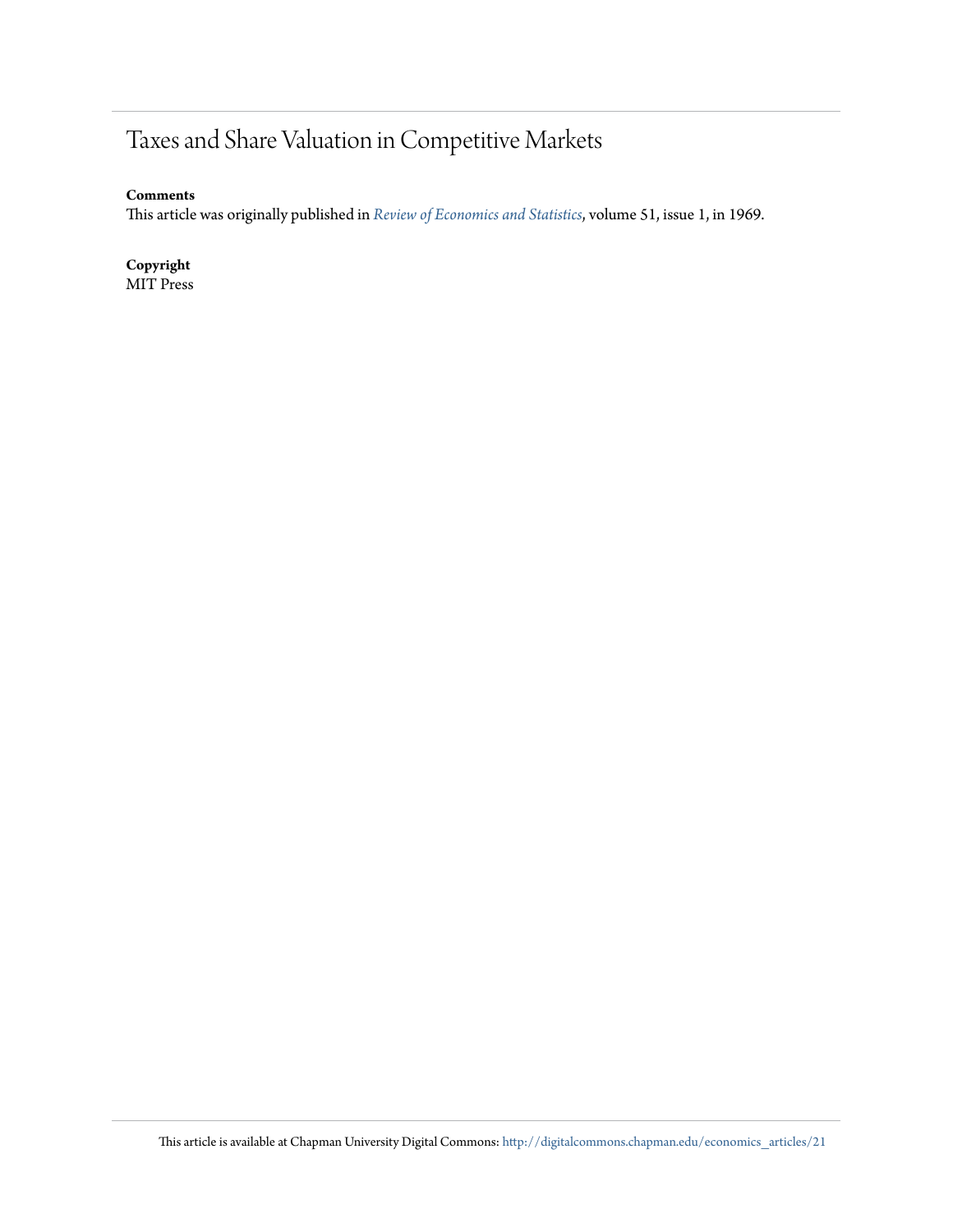# Taxes and Share Valuation in Competitive Markets

**Comments**

This article was originally published in *Review of Economics and Statistics*, volume 51, issue 1, in 1969.

**Copyright**

MIT Press

This article is available at Chapman University Digital Commons: http://digitalcommons.chapman.edu/economics_articles/21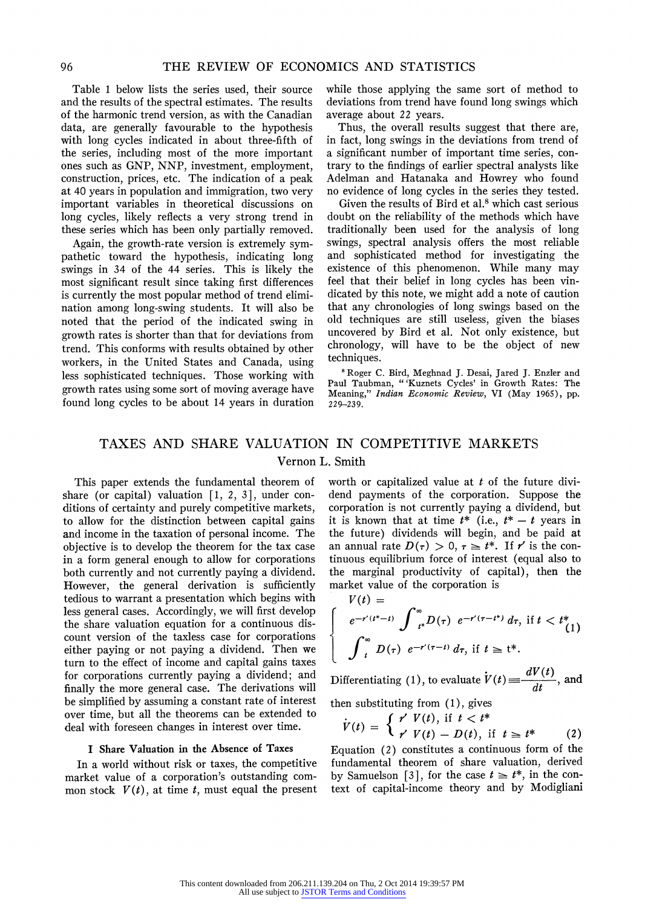Table 1 below lists the series used, their source and the results of the spectral estimates. The results of the harmonic trend version, as with the Canadian data, are generally favourable to the hypothesis with long cycles indicated in about three-fifth of the series, including most of the more important ones such as GNP, NNP, investment, employment, construction, prices, etc. The indication of a peak at 40 years in population and immigration, two very important variables in theoretical discussions on long cycles, likely reflects a very strong trend in these series which has been only partially removed.

Again, the growth-rate version is extremely sympathetic toward the hypothesis, indicating long swings in 34 of the 44 series. This is likely the most significant result since taking first differences is currently the most popular method of trend elimination among long-swing students. It will also be noted that the period of the indicated swing in growth rates is shorter than that for deviations from trend. This conforms with results obtained by other workers, in the United States and Canada, using less sophisticated techniques. Those working with growth rates using some sort of moving average have found long cycles to be about 14 years in duration while those applying the same sort of method to deviations from trend have found long swings which average about 22 years.

Thus, the overall results suggest that there are, in fact, long swings in the deviations from trend of a significant number of important time series, contrary to the findings of earlier spectral analysts like Adelman and Hatanaka and Howrey who found no evidence of long cycles in the series they tested.

Given the results of Bird et al.[8] which cast serious doubt on the reliability of the methods which have traditionally been used for the analysis of long swings, spectral analysis offers the most reliable and sophisticated method for investigating the existence of this phenomenon. While many may feel that their belief in long cycles has been vindicated by this note, we might add a note of caution that any chronologies of long swings based on the old techniques are still useless, given the biases uncovered by Bird et al. Not only existence, but chronology, will have to be the object of new techniques.

[8] Roger C. Bird, Meghnad J. Desai, Jared J. Enzler and Paul Taubman, "'Kuznets Cycles' in Growth Rates: The Meaning," *Indian Economic Review*, VI (May 1965), pp. 229–239.

# TAXES AND SHARE VALUATION IN COMPETITIVE MARKETS

Vernon L. Smith

This paper extends the fundamental theorem of share (or capital) valuation [1, 2, 3], under conditions of certainty and purely competitive markets, to allow for the distinction between capital gains and income in the taxation of personal income. The objective is to develop the theorem for the tax case in a form general enough to allow for corporations both currently and not currently paying a dividend. However, the general derivation is sufficiently tedious to warrant a presentation which begins with less general cases. Accordingly, we will first develop the share valuation equation for a continuous discount version of the taxless case for corporations either paying or not paying a dividend. Then we turn to the effect of income and capital gains taxes for corporations currently paying a dividend; and finally the more general case. The derivations will be simplified by assuming a constant rate of interest over time, but all the theorems can be extended to deal with foreseen changes in interest over time.

## I Share Valuation in the Absence of Taxes

In a world without risk or taxes, the competitive market value of a corporation's outstanding common stock $V(t)$, at time $t$, must equal the present worth or capitalized value at $t$ of the future dividend payments of the corporation. Suppose the corporation is not currently paying a dividend, but it is known that at time $t^*$ (i.e., $t^* - t$ years in the future) dividends will begin, and be paid at an annual rate $D(\tau) > 0$, $\tau \geqq t^*$. If $r'$ is the continuous equilibrium force of interest (equal also to the marginal productivity of capital), then the market value of the corporation is

$$V(t) = \begin{cases} e^{-r'(t^*-t)} \displaystyle\int_{t^*}^{\infty} D(\tau)\, e^{-r'(\tau-t^*)}\, d\tau, & \text{if } t < t^* \\ \displaystyle\int_{t}^{\infty} D(\tau)\, e^{-r'(\tau-t)}\, d\tau, & \text{if } t \geqq t^*. \end{cases} \quad (1)$$

Differentiating (1), to evaluate $\dot{V}(t) \equiv \dfrac{dV(t)}{dt}$, and then substituting from (1), gives

$$\dot{V}(t) = \begin{cases} r' V(t), & \text{if } t < t^* \\ r' V(t) - D(t), & \text{if } t \geqq t^* \end{cases} \quad (2)$$

Equation (2) constitutes a continuous form of the fundamental theorem of share valuation, derived by Samuelson [3], for the case $t \geqq t^*$, in the context of capital-income theory and by Modigliani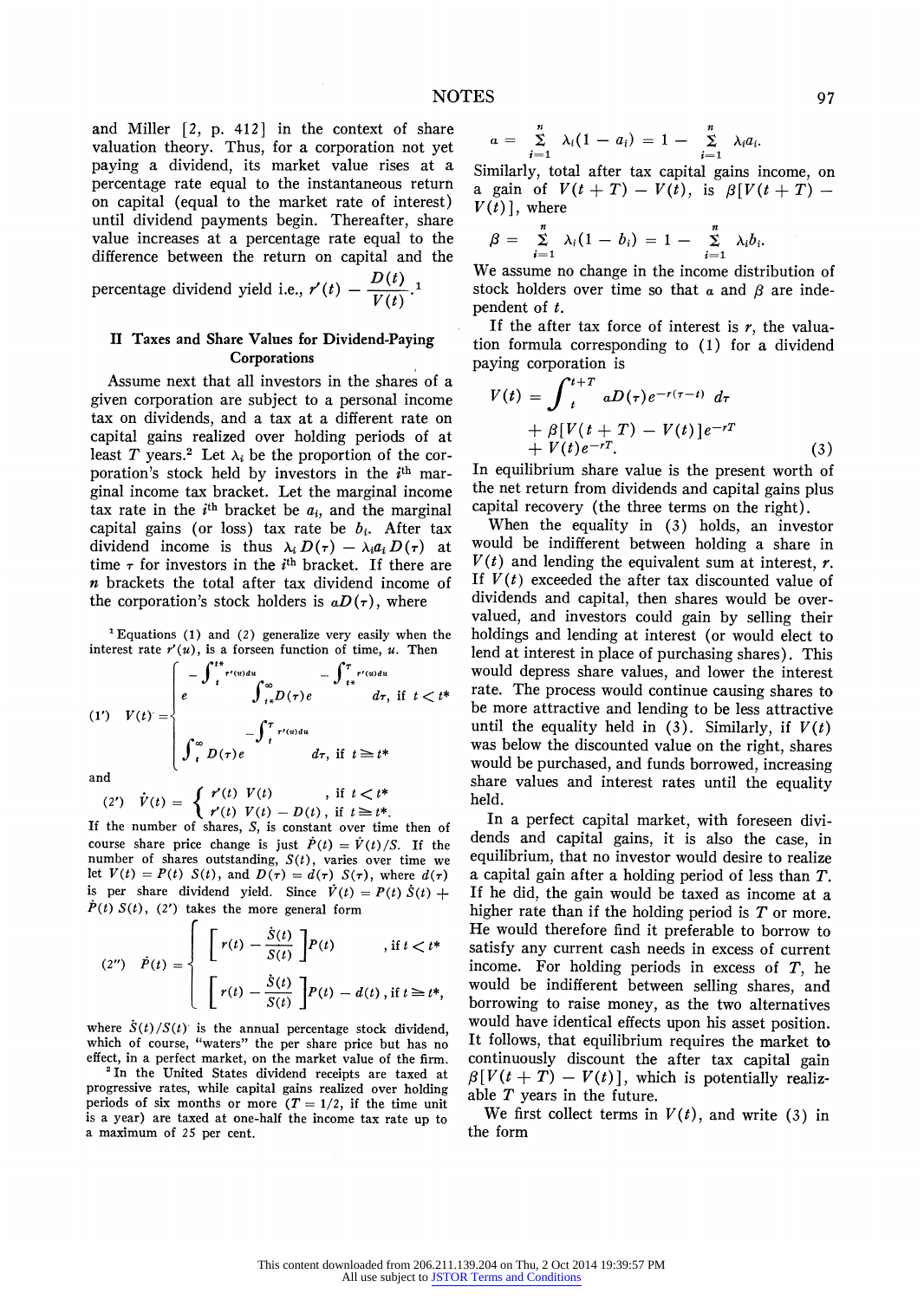and Miller [2, p. 412] in the context of share valuation theory. Thus, for a corporation not yet paying a dividend, its market value rises at a percentage rate equal to the instantaneous return on capital (equal to the market rate of interest) until dividend payments begin. Thereafter, share value increases at a percentage rate equal to the difference between the return on capital and the percentage dividend yield i.e., $r'(t) - \frac{D(t)}{V(t)}$.[1]

## II Taxes and Share Values for Dividend-Paying Corporations

Assume next that all investors in the shares of a given corporation are subject to a personal income tax on dividends, and a tax at a different rate on capital gains realized over holding periods of at least $T$ years.[2] Let $\lambda_i$ be the proportion of the corporation's stock held by investors in the $i^{\text{th}}$ marginal income tax bracket. Let the marginal income tax rate in the $i^{\text{th}}$ bracket be $a_i$, and the marginal capital gains (or loss) tax rate be $b_i$. After tax dividend income is thus $\lambda_i D(\tau) - \lambda_i a_i D(\tau)$ at time $\tau$ for investors in the $i^{\text{th}}$ bracket. If there are $n$ brackets the total after tax dividend income of the corporation's stock holders is $\alpha D(\tau)$, where

$$\alpha = \sum_{i=1}^{n} \lambda_i(1 - a_i) = 1 - \sum_{i=1}^{n} \lambda_i a_i.$$

Similarly, total after tax capital gains income, on a gain of $V(t + T) - V(t)$, is $\beta[V(t + T) - V(t)]$, where

$$\beta = \sum_{i=1}^{n} \lambda_i(1 - b_i) = 1 - \sum_{i=1}^{n} \lambda_i b_i.$$

We assume no change in the income distribution of stock holders over time so that $\alpha$ and $\beta$ are independent of $t$.

If the after tax force of interest is $r$, the valuation formula corresponding to (1) for a dividend paying corporation is

$$V(t) = \int_{t}^{t+T} \alpha D(\tau) e^{-r(\tau - t)}\, d\tau + \beta[V(t + T) - V(t)]e^{-rT} + V(t)e^{-rT}. \tag{3}$$

In equilibrium share value is the present worth of the net return from dividends and capital gains plus capital recovery (the three terms on the right).

When the equality in (3) holds, an investor would be indifferent between holding a share in $V(t)$ and lending the equivalent sum at interest, $r$. If $V(t)$ exceeded the after tax discounted value of dividends and capital, then shares would be overvalued, and investors could gain by selling their holdings and lending at interest (or would elect to lend at interest in place of purchasing shares). This would depress share values, and lower the interest rate. The process would continue causing shares to be more attractive and lending to be less attractive until the equality held in (3). Similarly, if $V(t)$ was below the discounted value on the right, shares would be purchased, and funds borrowed, increasing share values and interest rates until the equality held.

In a perfect capital market, with foreseen dividends and capital gains, it is also the case, in equilibrium, that no investor would desire to realize a capital gain after a holding period of less than $T$. If he did, the gain would be taxed as income at a higher rate than if the holding period is $T$ or more. He would therefore find it preferable to borrow to satisfy any current cash needs in excess of current income. For holding periods in excess of $T$, he would be indifferent between selling shares, and borrowing to raise money, as the two alternatives would have identical effects upon his asset position. It follows, that equilibrium requires the market to continuously discount the after tax capital gain $\beta[V(t + T) - V(t)]$, which is potentially realizable $T$ years in the future.

We first collect terms in $V(t)$, and write (3) in the form

---

[1] Equations (1) and (2) generalize very easily when the interest rate $r'(u)$, is a forseen function of time, $u$. Then

$$(1') \quad V(t) = \begin{cases} e^{-\int_t^{t^*} r'(u)du} \displaystyle\int_{t^*}^{\infty} D(\tau) e^{-\int_{t^*}^{\tau} r'(u)du}\, d\tau, & \text{if } t < t^* \\[2ex] \displaystyle\int_{t}^{\infty} D(\tau) e^{-\int_t^{\tau} r'(u)du}\, d\tau, & \text{if } t \geq t^* \end{cases}$$

and

$$(2') \quad \dot{V}(t) = \begin{cases} r'(t)\, V(t) & , \text{if } t < t^* \\ r'(t)\, V(t) - D(t), & \text{if } t \geq t^*. \end{cases}$$

If the number of shares, $S$, is constant over time then of course share price change is just $\dot{P}(t) = \dot{V}(t)/S$. If the number of shares outstanding, $S(t)$, varies over time we let $V(t) = P(t)\, S(t)$, and $D(\tau) = d(\tau)\, S(\tau)$, where $d(\tau)$ is per share dividend yield. Since $\dot{V}(t) = P(t)\, \dot{S}(t) + \dot{P}(t)\, S(t)$, (2′) takes the more general form

$$(2'') \quad \dot{P}(t) = \begin{cases} \left[ r(t) - \frac{\dot{S}(t)}{S(t)} \right] P(t) & , \text{if } t < t^* \\[2ex] \left[ r(t) - \frac{\dot{S}(t)}{S(t)} \right] P(t) - d(t), & \text{if } t \geq t^*, \end{cases}$$

where $\dot{S}(t)/S(t)$ is the annual percentage stock dividend, which of course, "waters" the per share price but has no effect, in a perfect market, on the market value of the firm.

[2] In the United States dividend receipts are taxed at progressive rates, while capital gains realized over holding periods of six months or more ($T = 1/2$, if the time unit is a year) are taxed at one-half the income tax rate up to a maximum of 25 per cent.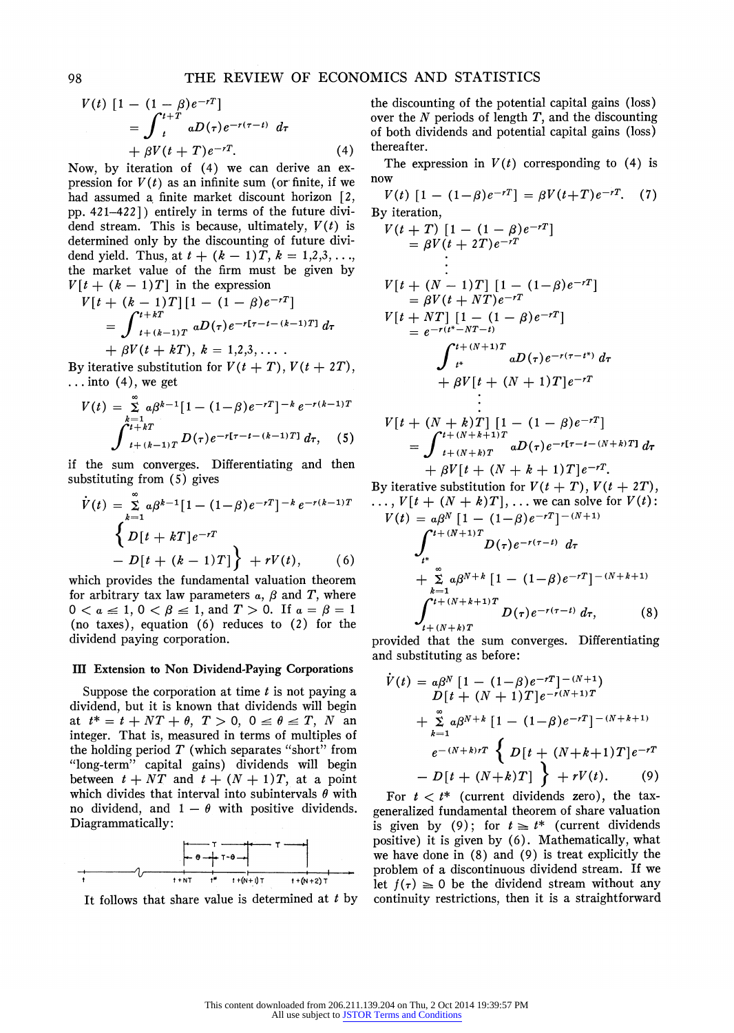$$V(t)\,[1-(1-\beta)e^{-rT}] = \int_t^{t+T} aD(\tau)e^{-r(\tau-t)}\,d\tau + \beta V(t+T)e^{-rT}. \qquad (4)$$

Now, by iteration of (4) we can derive an expression for $V(t)$ as an infinite sum (or finite, if we had assumed a finite market discount horizon [2, pp. 421–422]) entirely in terms of the future dividend stream. This is because, ultimately, $V(t)$ is determined only by the discounting of future dividend yield. Thus, at $t+(k-1)T$, $k=1,2,3,\ldots$, the market value of the firm must be given by $V[t+(k-1)T]$ in the expression

$$V[t+(k-1)T][1-(1-\beta)e^{-rT}] = \int_{t+(k-1)T}^{t+kT} aD(\tau)e^{-r[\tau-t-(k-1)T]}\,d\tau + \beta V(t+kT),\ k=1,2,3,\ldots.$$

By iterative substitution for $V(t+T)$, $V(t+2T)$, $\ldots$ into (4), we get

$$V(t) = \sum_{k=1}^{\infty} a\beta^{k-1}[1-(1-\beta)e^{-rT}]^{-k}e^{-r(k-1)T} \int_{t+(k-1)T}^{t+kT} D(\tau)e^{-r[\tau-t-(k-1)T]}\,d\tau, \qquad (5)$$

if the sum converges. Differentiating and then substituting from (5) gives

$$\dot{V}(t) = \sum_{k=1}^{\infty} a\beta^{k-1}[1-(1-\beta)e^{-rT}]^{-k}e^{-r(k-1)T}\left\{D[t+kT]e^{-rT} - D[t+(k-1)T]\right\} + rV(t), \qquad (6)$$

which provides the fundamental valuation theorem for arbitrary tax law parameters $a$, $\beta$ and $T$, where $0 < a \leq 1$, $0 < \beta \leq 1$, and $T > 0$. If $a = \beta = 1$ (no taxes), equation (6) reduces to (2) for the dividend paying corporation.

### III Extension to Non Dividend-Paying Corporations

Suppose the corporation at time $t$ is not paying a dividend, but it is known that dividends will begin at $t^* = t + NT + \theta$, $T > 0$, $0 \leq \theta \leq T$, $N$ an integer. That is, measured in terms of multiples of the holding period $T$ (which separates "short" from "long-term" capital gains) dividends will begin between $t + NT$ and $t + (N+1)T$, at a point which divides that interval into subintervals $\theta$ with no dividend, and $1-\theta$ with positive dividends. Diagrammatically:

[Diagram: time axis marked $t$, $t+NT$, $t^*$, $t+(N+1)T$, $t+(N+2)T$; intervals of length $T$ above, with the first split into $\theta$ and $T-\theta$.]

It follows that share value is determined at $t$ by the discounting of the potential capital gains (loss) over the $N$ periods of length $T$, and the discounting of both dividends and potential capital gains (loss) thereafter.

The expression in $V(t)$ corresponding to (4) is now

$$V(t)\,[1-(1-\beta)e^{-rT}] = \beta V(t+T)e^{-rT}. \qquad (7)$$

By iteration,

$$V(t+T)\,[1-(1-\beta)e^{-rT}] = \beta V(t+2T)e^{-rT}$$

$$\vdots$$

$$V[t+(N-1)T]\,[1-(1-\beta)e^{-rT}] = \beta V(t+NT)e^{-rT}$$

$$V[t+NT]\,[1-(1-\beta)e^{-rT}] = e^{-r(t^*-NT-t)}\int_{t^*}^{t+(N+1)T} aD(\tau)e^{-r(\tau-t^*)}\,d\tau + \beta V[t+(N+1)T]e^{-rT}$$

$$\vdots$$

$$V[t+(N+k)T]\,[1-(1-\beta)e^{-rT}] = \int_{t+(N+k)T}^{t+(N+k+1)T} aD(\tau)e^{-r[\tau-t-(N+k)T]}\,d\tau + \beta V[t+(N+k+1)T]e^{-rT}.$$

By iterative substitution for $V(t+T)$, $V(t+2T)$, $\ldots$, $V[t+(N+k)T]$, $\ldots$ we can solve for $V(t)$:

$$V(t) = a\beta^N\,[1-(1-\beta)e^{-rT}]^{-(N+1)}\int_{t^*}^{t+(N+1)T} D(\tau)e^{-r(\tau-t)}\,d\tau + \sum_{k=1}^{\infty} a\beta^{N+k}\,[1-(1-\beta)e^{-rT}]^{-(N+k+1)}\int_{t+(N+k)T}^{t+(N+k+1)T} D(\tau)e^{-r(\tau-t)}\,d\tau, \qquad (8)$$

provided that the sum converges. Differentiating and substituting as before:

$$\dot{V}(t) = a\beta^N\,[1-(1-\beta)e^{-rT}]^{-(N+1)}\,D[t+(N+1)T]e^{-r(N+1)T} + \sum_{k=1}^{\infty} a\beta^{N+k}\,[1-(1-\beta)e^{-rT}]^{-(N+k+1)}\,e^{-(N+k)rT}\left\{D[t+(N+k+1)T]e^{-rT} - D[t+(N+k)T]\right\} + rV(t). \qquad (9)$$

For $t < t^*$ (current dividends zero), the tax-generalized fundamental theorem of share valuation is given by (9); for $t \geq t^*$ (current dividends positive) it is given by (6). Mathematically, what we have done in (8) and (9) is treat explicitly the problem of a discontinuous dividend stream. If we let $f(\tau) \geq 0$ be the dividend stream without any continuity restrictions, then it is a straightforward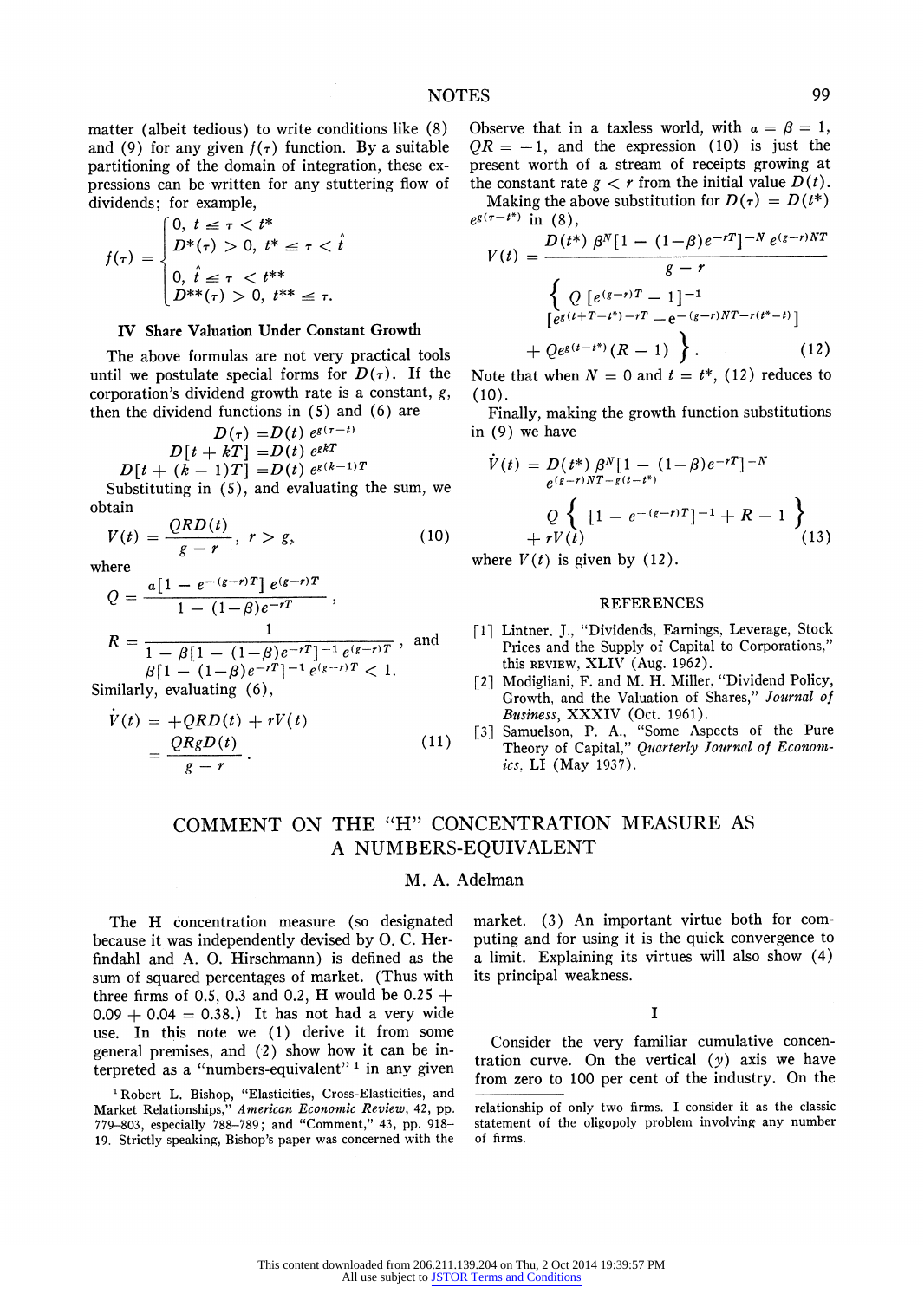matter (albeit tedious) to write conditions like (8) and (9) for any given $f(\tau)$ function. By a suitable partitioning of the domain of integration, these expressions can be written for any stuttering flow of dividends; for example,

$$f(\tau) = \begin{cases} 0, & t \leqq \tau < t^* \\ D^*(\tau) > 0, & t^* \leqq \tau < \hat{t} \\ 0, & \hat{t} \leqq \tau < t^{**} \\ D^{**}(\tau) > 0, & t^{**} \leqq \tau. \end{cases}$$

## IV Share Valuation Under Constant Growth

The above formulas are not very practical tools until we postulate special forms for $D(\tau)$. If the corporation's dividend growth rate is a constant, $g$, then the dividend functions in (5) and (6) are

$$D(\tau) = D(t)\, e^{g(\tau - t)}$$
$$D[t + kT] = D(t)\, e^{gkT}$$
$$D[t + (k-1)T] = D(t)\, e^{g(k-1)T}$$

Substituting in (5), and evaluating the sum, we obtain

$$V(t) = \frac{QRD(t)}{g - r}, \quad r > g, \tag{10}$$

where

$$Q = \frac{\alpha[1 - e^{-(g-r)T}]\, e^{(g-r)T}}{1 - (1-\beta)e^{-rT}},$$

$$R = \frac{1}{1 - \beta[1 - (1-\beta)e^{-rT}]^{-1}\, e^{(g-r)T}}, \text{ and}$$

$$\beta[1 - (1-\beta)e^{-rT}]^{-1}\, e^{(g-r)T} < 1.$$

Similarly, evaluating (6),

$$\dot{V}(t) = +QRD(t) + rV(t)$$
$$= \frac{QRgD(t)}{g - r}. \tag{11}$$

Observe that in a taxless world, with $\alpha = \beta = 1$, $QR = -1$, and the expression (10) is just the present worth of a stream of receipts growing at the constant rate $g < r$ from the initial value $D(t)$.

Making the above substitution for $D(\tau) = D(t^*)\, e^{g(\tau - t^*)}$ in (8),

$$V(t) = \frac{D(t^*)\, \beta^N [1 - (1-\beta)e^{-rT}]^{-N}\, e^{(g-r)NT}}{g - r}$$
$$\Big\{ Q\, [e^{(g-r)T} - 1]^{-1}$$
$$[e^{g(t+T-t^*)-rT} - e^{-(g-r)NT - r(t^*-t)}]$$
$$+ Q e^{g(t-t^*)}(R - 1) \Big\}. \tag{12}$$

Note that when $N = 0$ and $t = t^*$, (12) reduces to (10).

Finally, making the growth function substitutions in (9) we have

$$\dot{V}(t) = D(t^*)\, \beta^N [1 - (1-\beta)e^{-rT}]^{-N}$$
$$e^{(g-r)NT - g(t-t^*)}$$
$$Q \Big\{ [1 - e^{-(g-r)T}]^{-1} + R - 1 \Big\}$$
$$+ rV(t) \tag{13}$$

where $V(t)$ is given by (12).

## REFERENCES

[1] Lintner, J., "Dividends, Earnings, Leverage, Stock Prices and the Supply of Capital to Corporations," this REVIEW, XLIV (Aug. 1962).

[2] Modigliani, F. and M. H. Miller, "Dividend Policy, Growth, and the Valuation of Shares," *Journal of Business*, XXXIV (Oct. 1961).

[3] Samuelson, P. A., "Some Aspects of the Pure Theory of Capital," *Quarterly Journal of Economics*, LI (May 1937).

# COMMENT ON THE "H" CONCENTRATION MEASURE AS A NUMBERS-EQUIVALENT

M. A. Adelman

The H concentration measure (so designated because it was independently devised by O. C. Herfindahl and A. O. Hirschmann) is defined as the sum of squared percentages of market. (Thus with three firms of 0.5, 0.3 and 0.2, H would be 0.25 + 0.09 + 0.04 = 0.38.) It has not had a very wide use. In this note we (1) derive it from some general premises, and (2) show how it can be interpreted as a "numbers-equivalent" [1] in any given market. (3) An important virtue both for computing and for using it is the quick convergence to a limit. Explaining its virtues will also show (4) its principal weakness.

## I

Consider the very familiar cumulative concentration curve. On the vertical ($y$) axis we have from zero to 100 per cent of the industry. On the

[1] Robert L. Bishop, "Elasticities, Cross-Elasticities, and Market Relationships," *American Economic Review*, 42, pp. 779–803, especially 788–789; and "Comment," 43, pp. 918–19. Strictly speaking, Bishop's paper was concerned with the relationship of only two firms. I consider it as the classic statement of the oligopoly problem involving any number of firms.